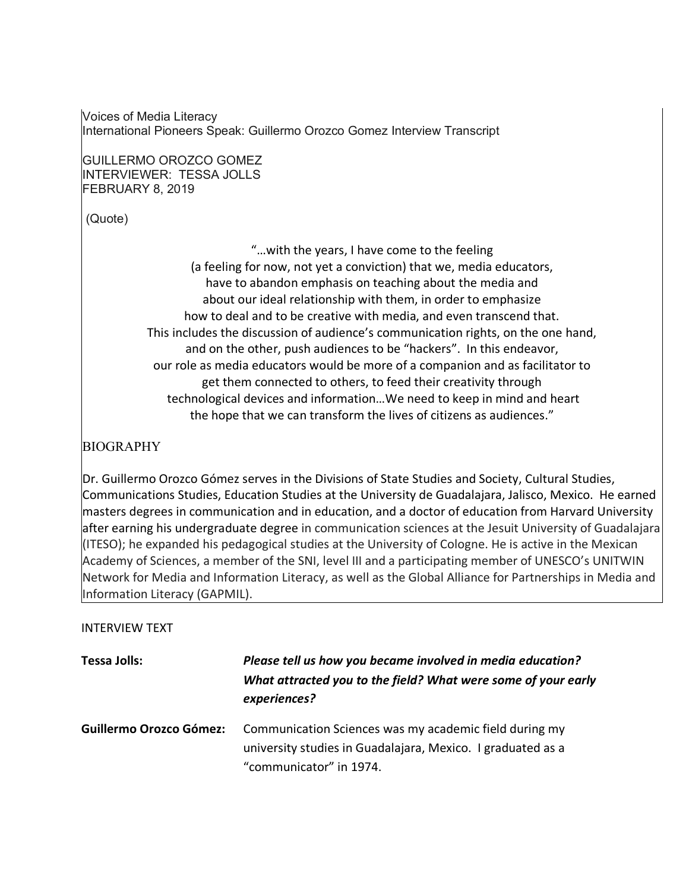Voices of Media Literacy
International Pioneers Speak: Guillermo Orozco Gomez Interview Transcript

GUILLERMO OROZCO GOMEZ
INTERVIEWER: TESSA JOLLS
FEBRUARY 8, 2019

(Quote)

> "…with the years, I have come to the feeling
> (a feeling for now, not yet a conviction) that we, media educators,
> have to abandon emphasis on teaching about the media and
> about our ideal relationship with them, in order to emphasize
> how to deal and to be creative with media, and even transcend that.
> This includes the discussion of audience's communication rights, on the one hand,
> and on the other, push audiences to be "hackers". In this endeavor,
> our role as media educators would be more of a companion and as facilitator to
> get them connected to others, to feed their creativity through
> technological devices and information…We need to keep in mind and heart
> the hope that we can transform the lives of citizens as audiences."

## BIOGRAPHY

Dr. Guillermo Orozco Gómez serves in the Divisions of State Studies and Society, Cultural Studies, Communications Studies, Education Studies at the University de Guadalajara, Jalisco, Mexico. He earned masters degrees in communication and in education, and a doctor of education from Harvard University after earning his undergraduate degree in communication sciences at the Jesuit University of Guadalajara (ITESO); he expanded his pedagogical studies at the University of Cologne. He is active in the Mexican Academy of Sciences, a member of the SNI, level III and a participating member of UNESCO's UNITWIN Network for Media and Information Literacy, as well as the Global Alliance for Partnerships in Media and Information Literacy (GAPMIL).

## INTERVIEW TEXT

**Tessa Jolls:** ***Please tell us how you became involved in media education? What attracted you to the field? What were some of your early experiences?***

**Guillermo Orozco Gómez:** Communication Sciences was my academic field during my university studies in Guadalajara, Mexico. I graduated as a "communicator" in 1974.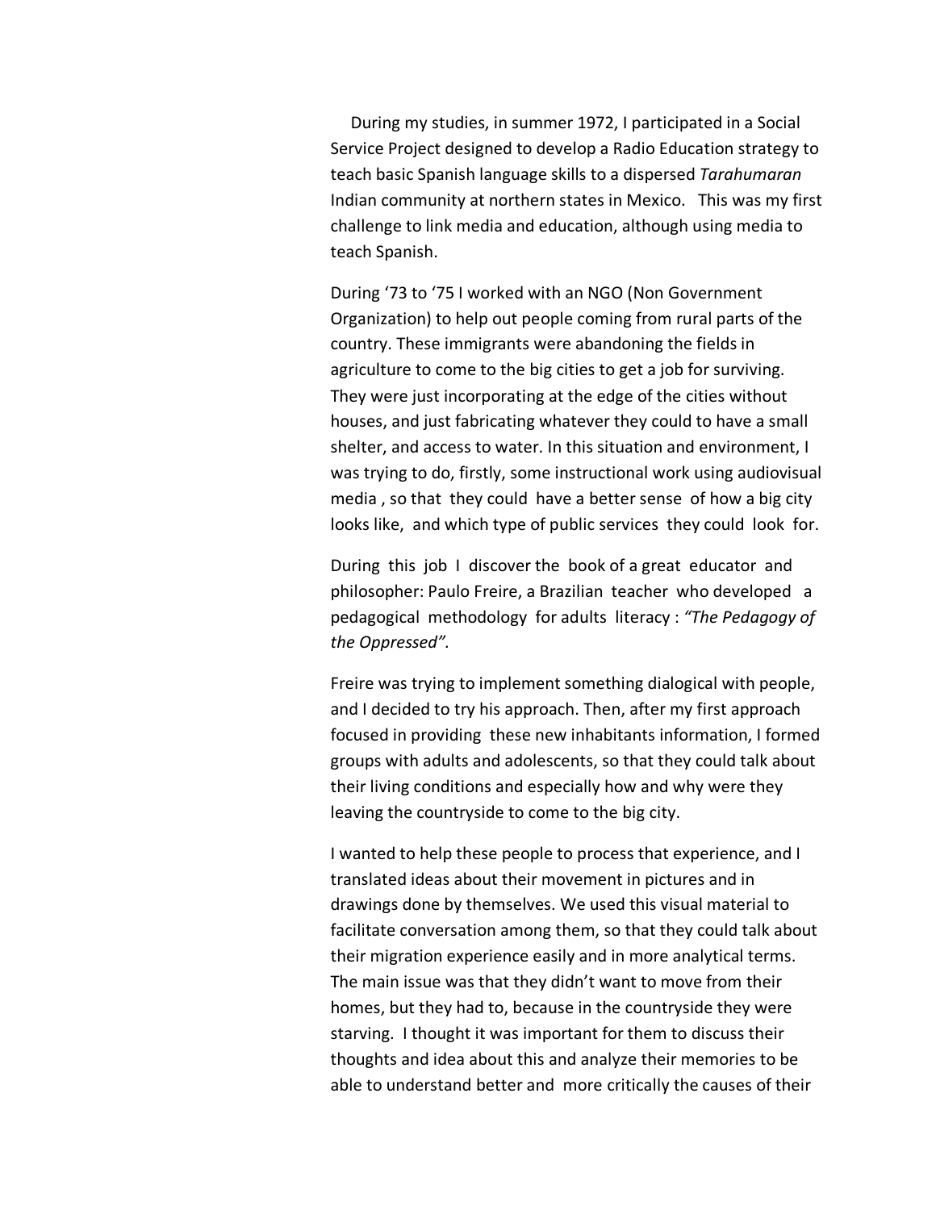During my studies, in summer 1972, I participated in a Social Service Project designed to develop a Radio Education strategy to teach basic Spanish language skills to a dispersed *Tarahumaran* Indian community at northern states in Mexico. This was my first challenge to link media and education, although using media to teach Spanish.

During '73 to '75 I worked with an NGO (Non Government Organization) to help out people coming from rural parts of the country. These immigrants were abandoning the fields in agriculture to come to the big cities to get a job for surviving. They were just incorporating at the edge of the cities without houses, and just fabricating whatever they could to have a small shelter, and access to water. In this situation and environment, I was trying to do, firstly, some instructional work using audiovisual media , so that they could have a better sense of how a big city looks like, and which type of public services they could look for.

During this job I discover the book of a great educator and philosopher: Paulo Freire, a Brazilian teacher who developed a pedagogical methodology for adults literacy : *"The Pedagogy of the Oppressed".*

Freire was trying to implement something dialogical with people, and I decided to try his approach. Then, after my first approach focused in providing these new inhabitants information, I formed groups with adults and adolescents, so that they could talk about their living conditions and especially how and why were they leaving the countryside to come to the big city.

I wanted to help these people to process that experience, and I translated ideas about their movement in pictures and in drawings done by themselves. We used this visual material to facilitate conversation among them, so that they could talk about their migration experience easily and in more analytical terms. The main issue was that they didn't want to move from their homes, but they had to, because in the countryside they were starving. I thought it was important for them to discuss their thoughts and idea about this and analyze their memories to be able to understand better and more critically the causes of their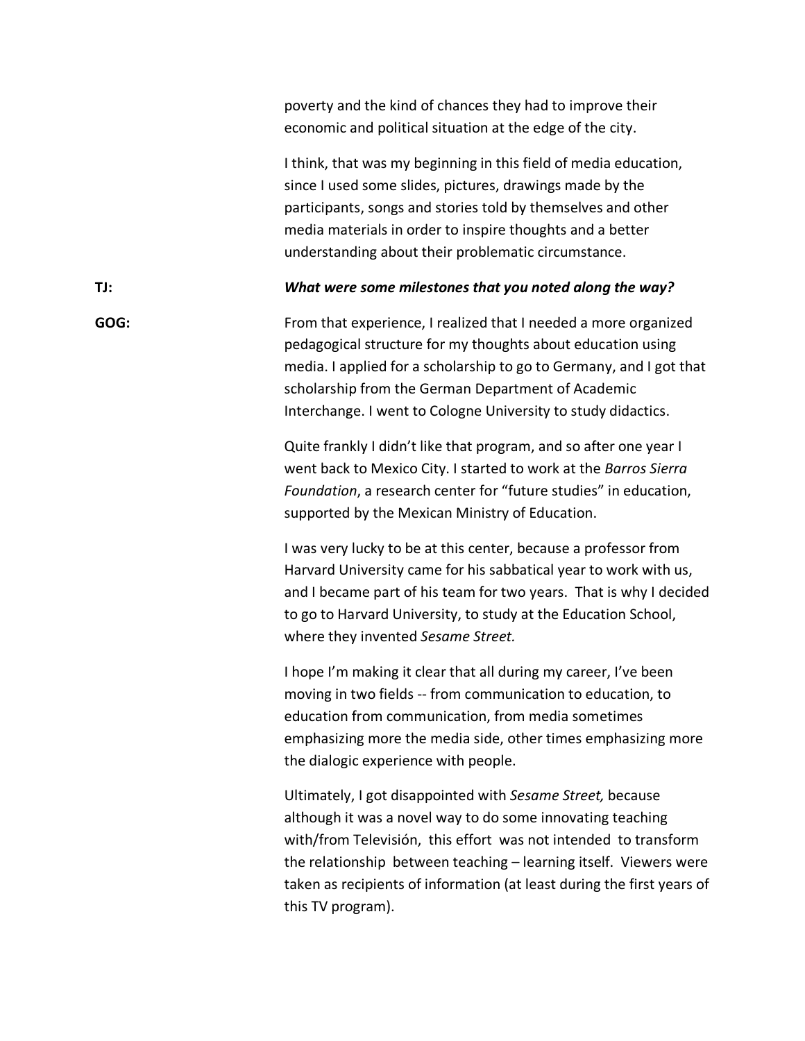poverty and the kind of chances they had to improve their economic and political situation at the edge of the city.

I think, that was my beginning in this field of media education, since I used some slides, pictures, drawings made by the participants, songs and stories told by themselves and other media materials in order to inspire thoughts and a better understanding about their problematic circumstance.

**TJ:** ***What were some milestones that you noted along the way?***

**GOG:** From that experience, I realized that I needed a more organized pedagogical structure for my thoughts about education using media. I applied for a scholarship to go to Germany, and I got that scholarship from the German Department of Academic Interchange. I went to Cologne University to study didactics.

Quite frankly I didn't like that program, and so after one year I went back to Mexico City. I started to work at the *Barros Sierra Foundation*, a research center for "future studies" in education, supported by the Mexican Ministry of Education.

I was very lucky to be at this center, because a professor from Harvard University came for his sabbatical year to work with us, and I became part of his team for two years. That is why I decided to go to Harvard University, to study at the Education School, where they invented *Sesame Street.*

I hope I'm making it clear that all during my career, I've been moving in two fields -- from communication to education, to education from communication, from media sometimes emphasizing more the media side, other times emphasizing more the dialogic experience with people.

Ultimately, I got disappointed with *Sesame Street,* because although it was a novel way to do some innovating teaching with/from Televisión, this effort was not intended to transform the relationship between teaching – learning itself. Viewers were taken as recipients of information (at least during the first years of this TV program).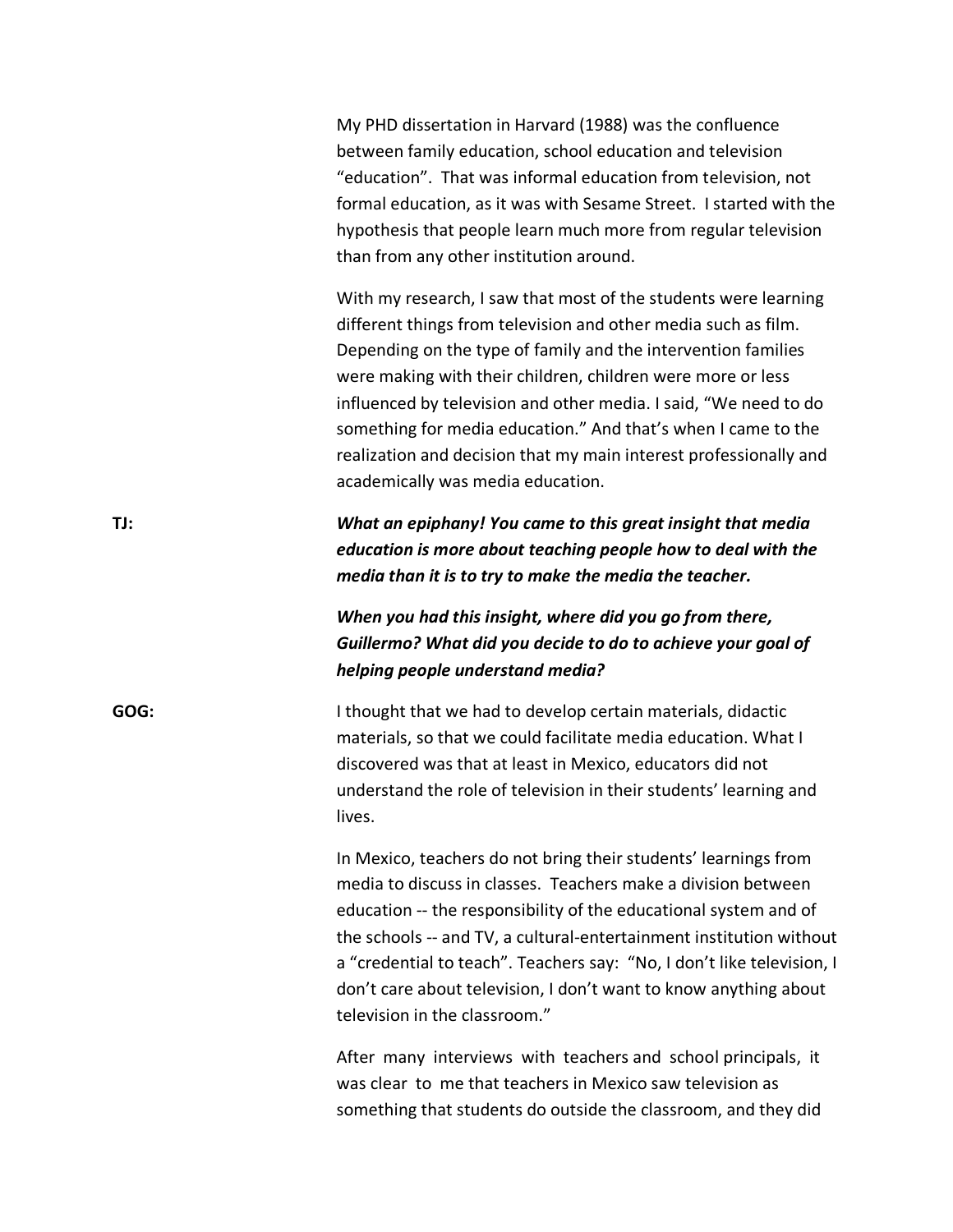My PHD dissertation in Harvard (1988) was the confluence between family education, school education and television "education". That was informal education from television, not formal education, as it was with Sesame Street. I started with the hypothesis that people learn much more from regular television than from any other institution around.

With my research, I saw that most of the students were learning different things from television and other media such as film. Depending on the type of family and the intervention families were making with their children, children were more or less influenced by television and other media. I said, "We need to do something for media education." And that's when I came to the realization and decision that my main interest professionally and academically was media education.

**TJ:** ***What an epiphany! You came to this great insight that media education is more about teaching people how to deal with the media than it is to try to make the media the teacher.***

***When you had this insight, where did you go from there, Guillermo? What did you decide to do to achieve your goal of helping people understand media?***

**GOG:** I thought that we had to develop certain materials, didactic materials, so that we could facilitate media education. What I discovered was that at least in Mexico, educators did not understand the role of television in their students' learning and lives.

In Mexico, teachers do not bring their students' learnings from media to discuss in classes. Teachers make a division between education -- the responsibility of the educational system and of the schools -- and TV, a cultural-entertainment institution without a "credential to teach". Teachers say: "No, I don't like television, I don't care about television, I don't want to know anything about television in the classroom."

After many interviews with teachers and school principals, it was clear to me that teachers in Mexico saw television as something that students do outside the classroom, and they did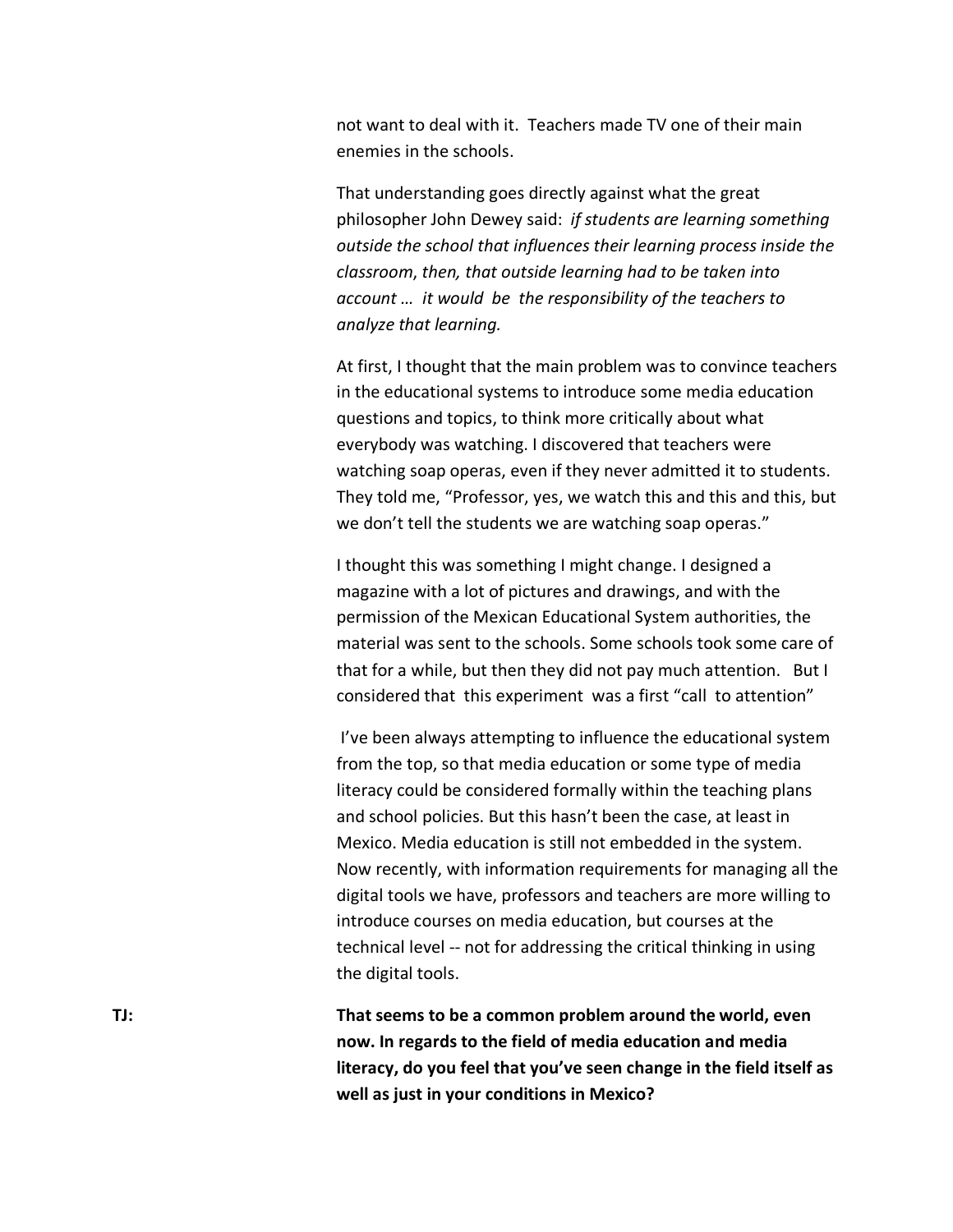not want to deal with it. Teachers made TV one of their main enemies in the schools.

That understanding goes directly against what the great philosopher John Dewey said: *if students are learning something outside the school that influences their learning process inside the classroom, then, that outside learning had to be taken into account … it would be the responsibility of the teachers to analyze that learning.*

At first, I thought that the main problem was to convince teachers in the educational systems to introduce some media education questions and topics, to think more critically about what everybody was watching. I discovered that teachers were watching soap operas, even if they never admitted it to students. They told me, "Professor, yes, we watch this and this and this, but we don't tell the students we are watching soap operas."

I thought this was something I might change. I designed a magazine with a lot of pictures and drawings, and with the permission of the Mexican Educational System authorities, the material was sent to the schools. Some schools took some care of that for a while, but then they did not pay much attention. But I considered that this experiment was a first "call to attention"

I've been always attempting to influence the educational system from the top, so that media education or some type of media literacy could be considered formally within the teaching plans and school policies. But this hasn't been the case, at least in Mexico. Media education is still not embedded in the system. Now recently, with information requirements for managing all the digital tools we have, professors and teachers are more willing to introduce courses on media education, but courses at the technical level -- not for addressing the critical thinking in using the digital tools.

**TJ:** **That seems to be a common problem around the world, even now. In regards to the field of media education and media literacy, do you feel that you've seen change in the field itself as well as just in your conditions in Mexico?**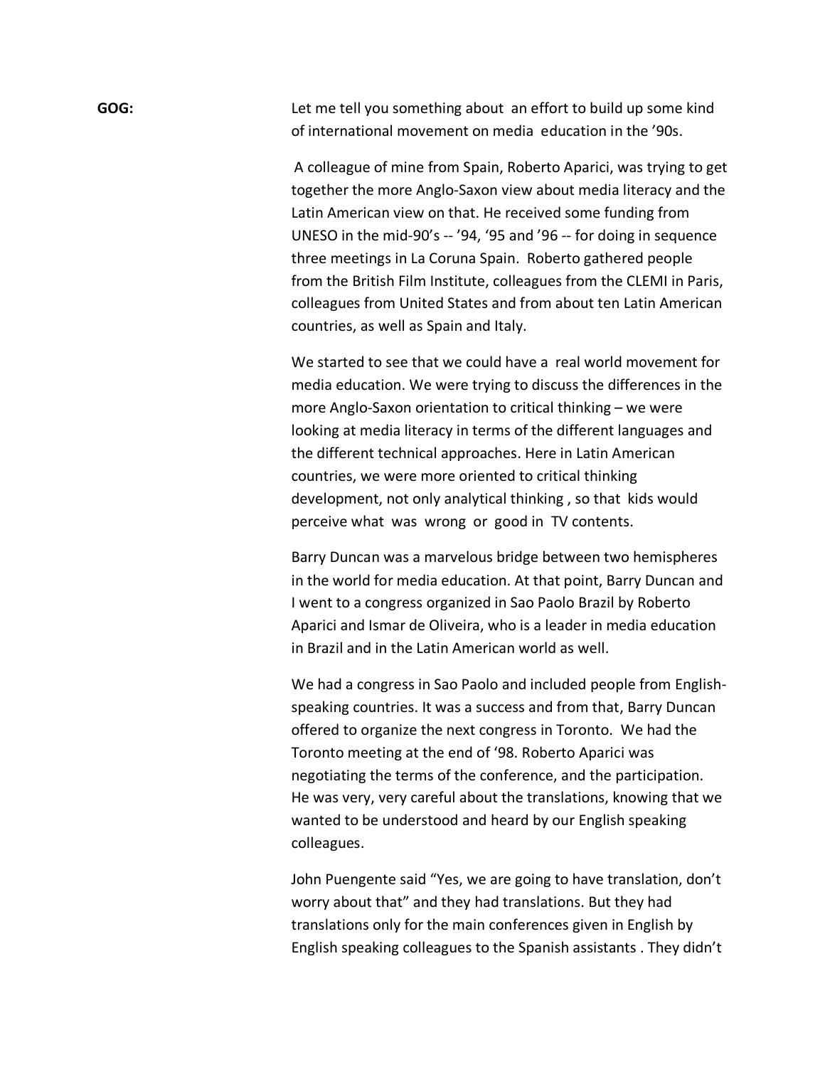**GOG:** Let me tell you something about an effort to build up some kind of international movement on media education in the '90s.

A colleague of mine from Spain, Roberto Aparici, was trying to get together the more Anglo-Saxon view about media literacy and the Latin American view on that. He received some funding from UNESO in the mid-90's -- '94, '95 and '96 -- for doing in sequence three meetings in La Coruna Spain. Roberto gathered people from the British Film Institute, colleagues from the CLEMI in Paris, colleagues from United States and from about ten Latin American countries, as well as Spain and Italy.

We started to see that we could have a real world movement for media education. We were trying to discuss the differences in the more Anglo-Saxon orientation to critical thinking – we were looking at media literacy in terms of the different languages and the different technical approaches. Here in Latin American countries, we were more oriented to critical thinking development, not only analytical thinking , so that kids would perceive what was wrong or good in TV contents.

Barry Duncan was a marvelous bridge between two hemispheres in the world for media education. At that point, Barry Duncan and I went to a congress organized in Sao Paolo Brazil by Roberto Aparici and Ismar de Oliveira, who is a leader in media education in Brazil and in the Latin American world as well.

We had a congress in Sao Paolo and included people from English-speaking countries. It was a success and from that, Barry Duncan offered to organize the next congress in Toronto. We had the Toronto meeting at the end of '98. Roberto Aparici was negotiating the terms of the conference, and the participation. He was very, very careful about the translations, knowing that we wanted to be understood and heard by our English speaking colleagues.

John Puengente said "Yes, we are going to have translation, don't worry about that" and they had translations. But they had translations only for the main conferences given in English by English speaking colleagues to the Spanish assistants . They didn't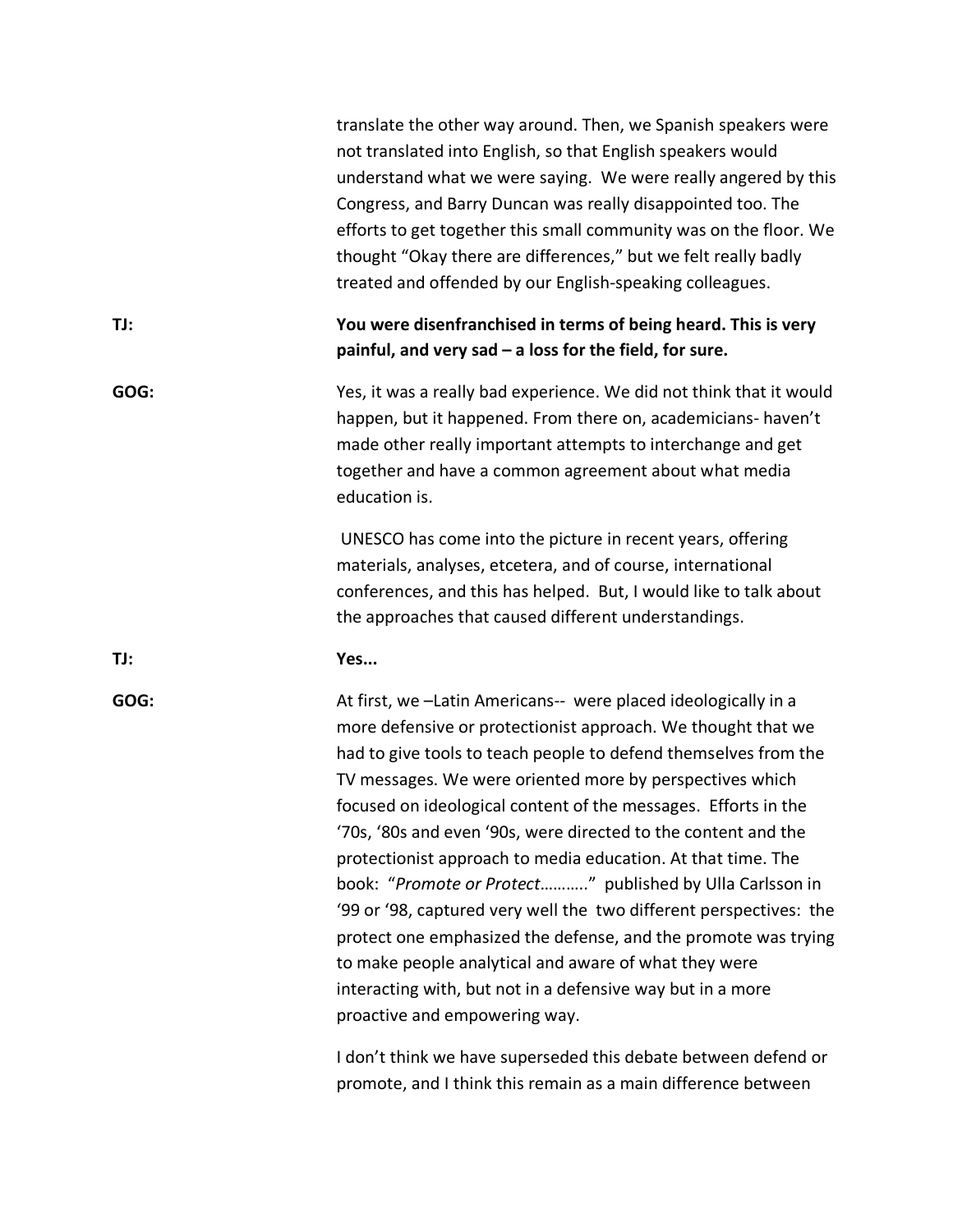translate the other way around. Then, we Spanish speakers were not translated into English, so that English speakers would understand what we were saying. We were really angered by this Congress, and Barry Duncan was really disappointed too. The efforts to get together this small community was on the floor. We thought "Okay there are differences," but we felt really badly treated and offended by our English-speaking colleagues.

**TJ:** **You were disenfranchised in terms of being heard. This is very painful, and very sad – a loss for the field, for sure.**

**GOG:** Yes, it was a really bad experience. We did not think that it would happen, but it happened. From there on, academicians- haven't made other really important attempts to interchange and get together and have a common agreement about what media education is.

UNESCO has come into the picture in recent years, offering materials, analyses, etcetera, and of course, international conferences, and this has helped. But, I would like to talk about the approaches that caused different understandings.

**TJ:** **Yes...**

**GOG:** At first, we –Latin Americans-- were placed ideologically in a more defensive or protectionist approach. We thought that we had to give tools to teach people to defend themselves from the TV messages. We were oriented more by perspectives which focused on ideological content of the messages. Efforts in the '70s, '80s and even '90s, were directed to the content and the protectionist approach to media education. At that time. The book: "*Promote or Protect*……….." published by Ulla Carlsson in '99 or '98, captured very well the two different perspectives: the protect one emphasized the defense, and the promote was trying to make people analytical and aware of what they were interacting with, but not in a defensive way but in a more proactive and empowering way.

I don't think we have superseded this debate between defend or promote, and I think this remain as a main difference between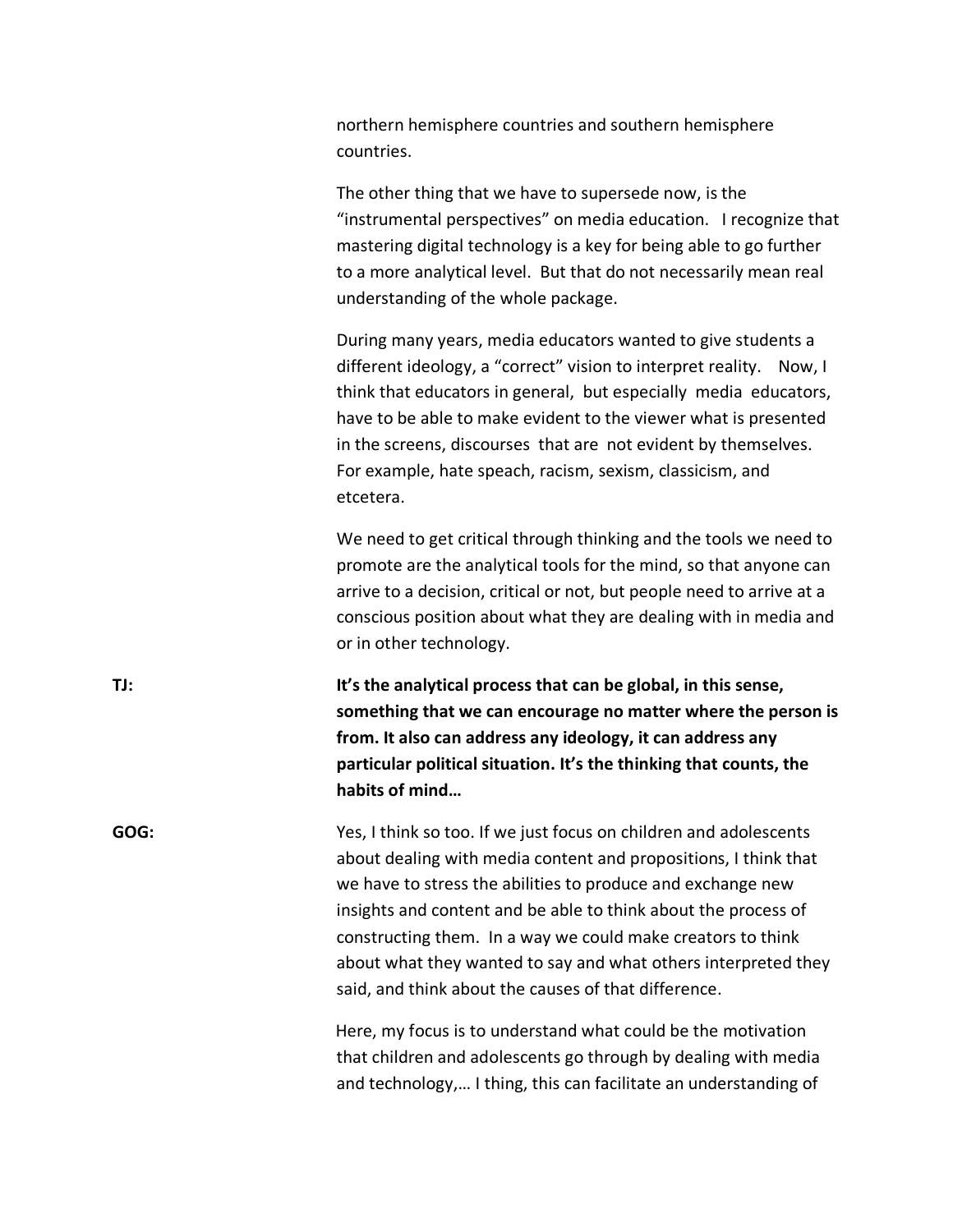northern hemisphere countries and southern hemisphere countries.

The other thing that we have to supersede now, is the "instrumental perspectives" on media education. I recognize that mastering digital technology is a key for being able to go further to a more analytical level. But that do not necessarily mean real understanding of the whole package.

During many years, media educators wanted to give students a different ideology, a "correct" vision to interpret reality. Now, I think that educators in general, but especially media educators, have to be able to make evident to the viewer what is presented in the screens, discourses that are not evident by themselves. For example, hate speach, racism, sexism, classicism, and etcetera.

We need to get critical through thinking and the tools we need to promote are the analytical tools for the mind, so that anyone can arrive to a decision, critical or not, but people need to arrive at a conscious position about what they are dealing with in media and or in other technology.

**TJ:** **It's the analytical process that can be global, in this sense, something that we can encourage no matter where the person is from. It also can address any ideology, it can address any particular political situation. It's the thinking that counts, the habits of mind…**

**GOG:** Yes, I think so too. If we just focus on children and adolescents about dealing with media content and propositions, I think that we have to stress the abilities to produce and exchange new insights and content and be able to think about the process of constructing them. In a way we could make creators to think about what they wanted to say and what others interpreted they said, and think about the causes of that difference.

Here, my focus is to understand what could be the motivation that children and adolescents go through by dealing with media and technology,… I thing, this can facilitate an understanding of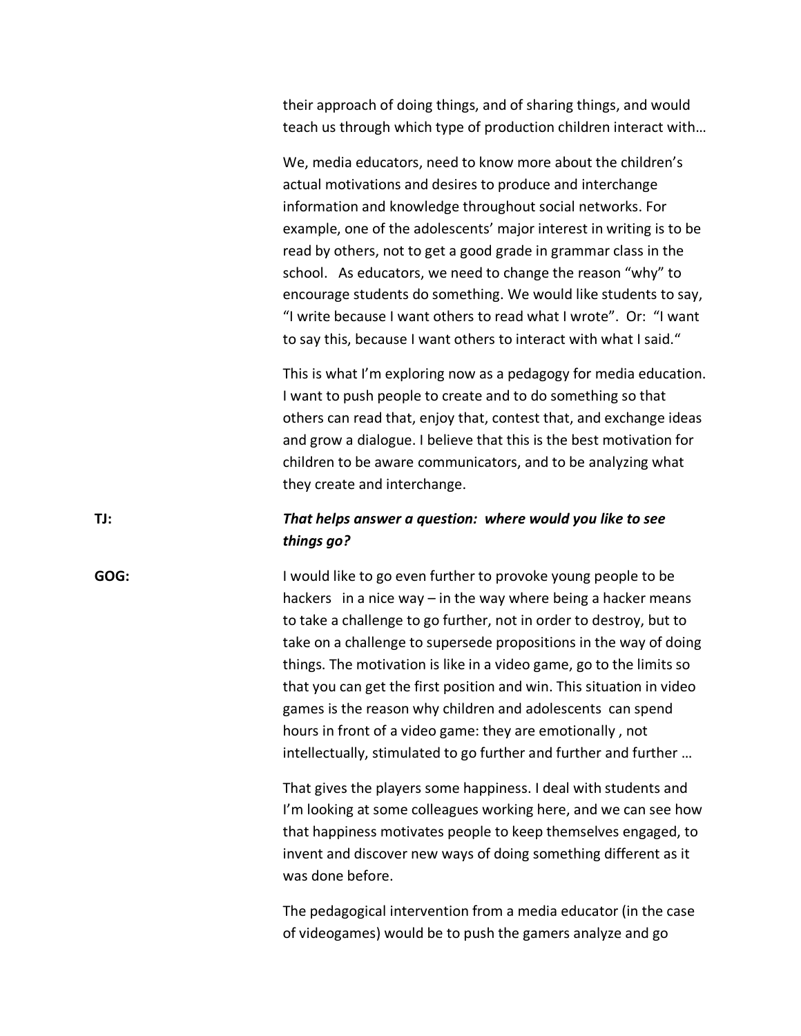their approach of doing things, and of sharing things, and would teach us through which type of production children interact with…

We, media educators, need to know more about the children's actual motivations and desires to produce and interchange information and knowledge throughout social networks. For example, one of the adolescents' major interest in writing is to be read by others, not to get a good grade in grammar class in the school. As educators, we need to change the reason "why" to encourage students do something. We would like students to say, "I write because I want others to read what I wrote". Or: "I want to say this, because I want others to interact with what I said."

This is what I'm exploring now as a pedagogy for media education. I want to push people to create and to do something so that others can read that, enjoy that, contest that, and exchange ideas and grow a dialogue. I believe that this is the best motivation for children to be aware communicators, and to be analyzing what they create and interchange.

**TJ:** ***That helps answer a question: where would you like to see things go?***

**GOG:** I would like to go even further to provoke young people to be hackers in a nice way – in the way where being a hacker means to take a challenge to go further, not in order to destroy, but to take on a challenge to supersede propositions in the way of doing things. The motivation is like in a video game, go to the limits so that you can get the first position and win. This situation in video games is the reason why children and adolescents can spend hours in front of a video game: they are emotionally , not intellectually, stimulated to go further and further and further …

That gives the players some happiness. I deal with students and I'm looking at some colleagues working here, and we can see how that happiness motivates people to keep themselves engaged, to invent and discover new ways of doing something different as it was done before.

The pedagogical intervention from a media educator (in the case of videogames) would be to push the gamers analyze and go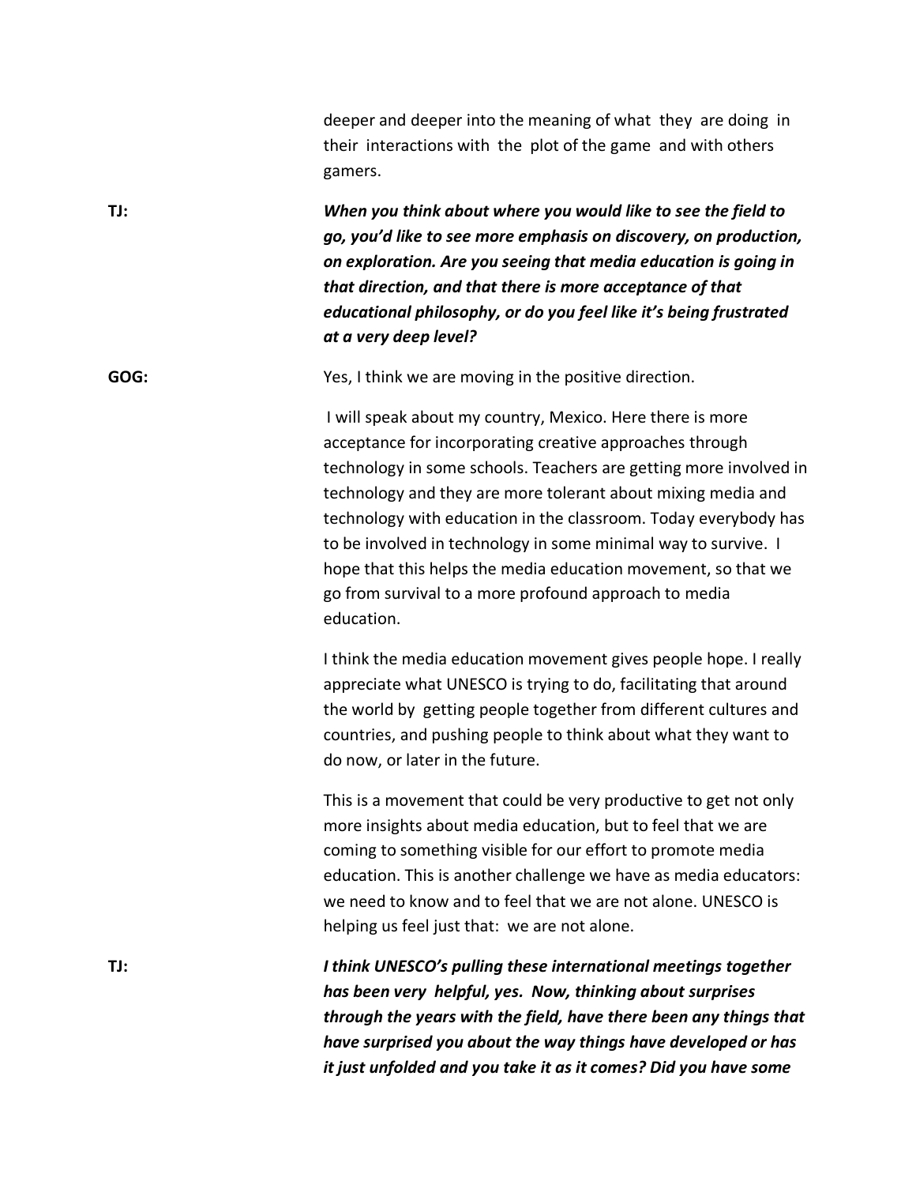deeper and deeper into the meaning of what they are doing in their interactions with the plot of the game and with others gamers.

**TJ:** ***When you think about where you would like to see the field to go, you'd like to see more emphasis on discovery, on production, on exploration. Are you seeing that media education is going in that direction, and that there is more acceptance of that educational philosophy, or do you feel like it's being frustrated at a very deep level?***

**GOG:** Yes, I think we are moving in the positive direction.

I will speak about my country, Mexico. Here there is more acceptance for incorporating creative approaches through technology in some schools. Teachers are getting more involved in technology and they are more tolerant about mixing media and technology with education in the classroom. Today everybody has to be involved in technology in some minimal way to survive. I hope that this helps the media education movement, so that we go from survival to a more profound approach to media education.

I think the media education movement gives people hope. I really appreciate what UNESCO is trying to do, facilitating that around the world by getting people together from different cultures and countries, and pushing people to think about what they want to do now, or later in the future.

This is a movement that could be very productive to get not only more insights about media education, but to feel that we are coming to something visible for our effort to promote media education. This is another challenge we have as media educators: we need to know and to feel that we are not alone. UNESCO is helping us feel just that: we are not alone.

**TJ:** ***I think UNESCO's pulling these international meetings together has been very helpful, yes. Now, thinking about surprises through the years with the field, have there been any things that have surprised you about the way things have developed or has it just unfolded and you take it as it comes? Did you have some***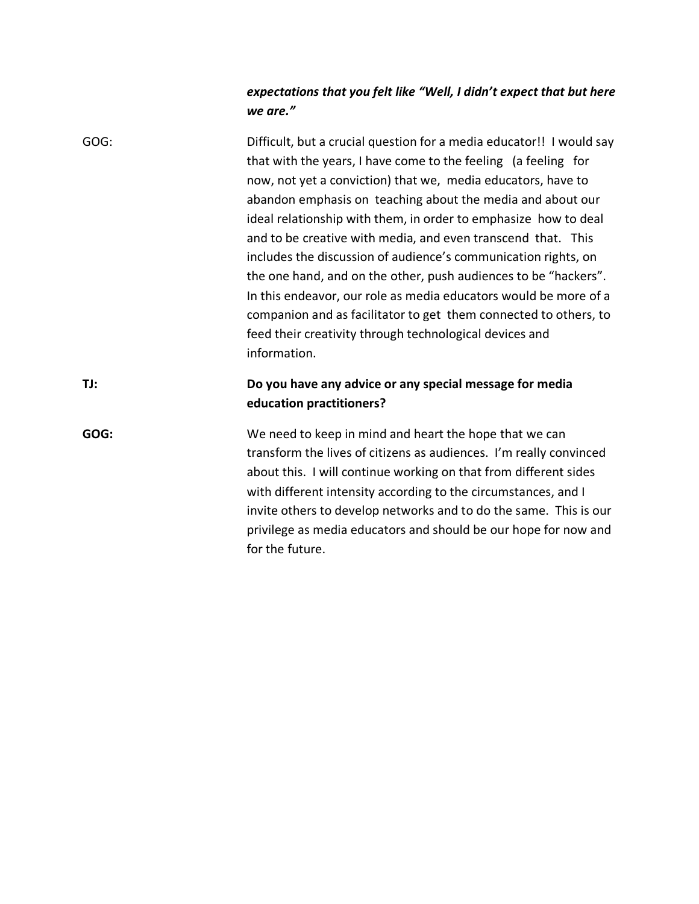***expectations that you felt like "Well, I didn't expect that but here we are."***

GOG: Difficult, but a crucial question for a media educator!! I would say that with the years, I have come to the feeling (a feeling for now, not yet a conviction) that we, media educators, have to abandon emphasis on teaching about the media and about our ideal relationship with them, in order to emphasize how to deal and to be creative with media, and even transcend that. This includes the discussion of audience's communication rights, on the one hand, and on the other, push audiences to be "hackers". In this endeavor, our role as media educators would be more of a companion and as facilitator to get them connected to others, to feed their creativity through technological devices and information.

**TJ:** **Do you have any advice or any special message for media education practitioners?**

**GOG:** We need to keep in mind and heart the hope that we can transform the lives of citizens as audiences. I'm really convinced about this. I will continue working on that from different sides with different intensity according to the circumstances, and I invite others to develop networks and to do the same. This is our privilege as media educators and should be our hope for now and for the future.